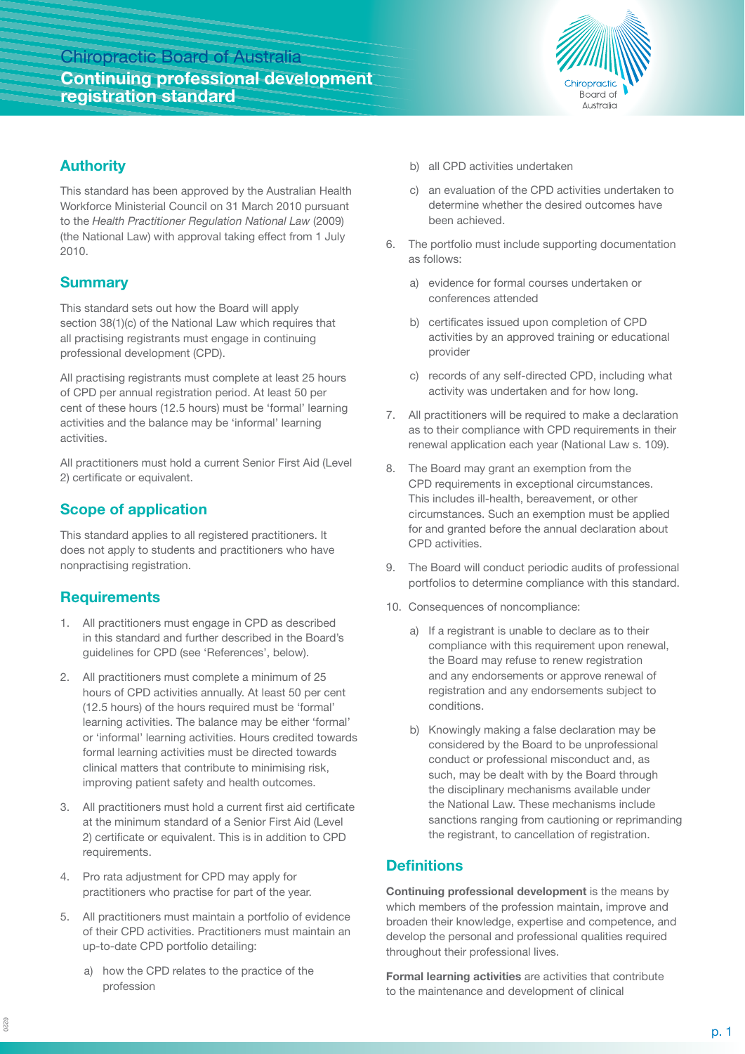# Chiropractic Board of Australia

## Continuing professional development registration standard

## Authority

This standard has been approved by the Australian Health Workforce Ministerial Council on 31 March 2010 pursuant to the *Health Practitioner Regulation National Law* (2009) (the National Law) with approval taking effect from 1 July 2010.

## Summary

This standard sets out how the Board will apply section 38(1)(c) of the National Law which requires that all practising registrants must engage in continuing professional development (CPD).

All practising registrants must complete at least 25 hours of CPD per annual registration period. At least 50 per cent of these hours (12.5 hours) must be 'formal' learning activities and the balance may be 'informal' learning activities.

All practitioners must hold a current Senior First Aid (Level 2) certificate or equivalent.

## Scope of application

This standard applies to all registered practitioners. It does not apply to students and practitioners who have nonpractising registration.

## Requirements

1. All practitioners must engage in CPD as described in this standard and further described in the Board's guidelines for CPD (see 'References', below).
2. All practitioners must complete a minimum of 25 hours of CPD activities annually. At least 50 per cent (12.5 hours) of the hours required must be 'formal' learning activities. The balance may be either 'formal' or 'informal' learning activities. Hours credited towards formal learning activities must be directed towards clinical matters that contribute to minimising risk, improving patient safety and health outcomes.
3. All practitioners must hold a current first aid certificate at the minimum standard of a Senior First Aid (Level 2) certificate or equivalent. This is in addition to CPD requirements.
4. Pro rata adjustment for CPD may apply for practitioners who practise for part of the year.
5. All practitioners must maintain a portfolio of evidence of their CPD activities. Practitioners must maintain an up-to-date CPD portfolio detailing:
   a) how the CPD relates to the practice of the profession
   b) all CPD activities undertaken
   c) an evaluation of the CPD activities undertaken to determine whether the desired outcomes have been achieved.
6. The portfolio must include supporting documentation as follows:
   a) evidence for formal courses undertaken or conferences attended
   b) certificates issued upon completion of CPD activities by an approved training or educational provider
   c) records of any self-directed CPD, including what activity was undertaken and for how long.
7. All practitioners will be required to make a declaration as to their compliance with CPD requirements in their renewal application each year (National Law s. 109).
8. The Board may grant an exemption from the CPD requirements in exceptional circumstances. This includes ill-health, bereavement, or other circumstances. Such an exemption must be applied for and granted before the annual declaration about CPD activities.
9. The Board will conduct periodic audits of professional portfolios to determine compliance with this standard.
10. Consequences of noncompliance:
    a) If a registrant is unable to declare as to their compliance with this requirement upon renewal, the Board may refuse to renew registration and any endorsements or approve renewal of registration and any endorsements subject to conditions.
    b) Knowingly making a false declaration may be considered by the Board to be unprofessional conduct or professional misconduct and, as such, may be dealt with by the Board through the disciplinary mechanisms available under the National Law. These mechanisms include sanctions ranging from cautioning or reprimanding the registrant, to cancellation of registration.

## Definitions

**Continuing professional development** is the means by which members of the profession maintain, improve and broaden their knowledge, expertise and competence, and develop the personal and professional qualities required throughout their professional lives.

**Formal learning activities** are activities that contribute to the maintenance and development of clinical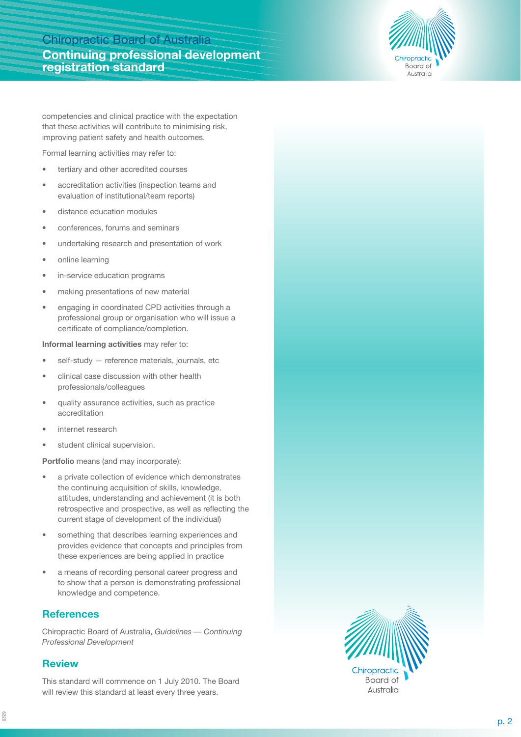competencies and clinical practice with the expectation that these activities will contribute to minimising risk, improving patient safety and health outcomes.

Formal learning activities may refer to:

- tertiary and other accredited courses
- accreditation activities (inspection teams and evaluation of institutional/team reports)
- distance education modules
- conferences, forums and seminars
- undertaking research and presentation of work
- online learning
- in-service education programs
- making presentations of new material
- engaging in coordinated CPD activities through a professional group or organisation who will issue a certificate of compliance/completion.

**Informal learning activities** may refer to:

- self-study — reference materials, journals, etc
- clinical case discussion with other health professionals/colleagues
- quality assurance activities, such as practice accreditation
- internet research
- student clinical supervision.

**Portfolio** means (and may incorporate):

- a private collection of evidence which demonstrates the continuing acquisition of skills, knowledge, attitudes, understanding and achievement (it is both retrospective and prospective, as well as reflecting the current stage of development of the individual)
- something that describes learning experiences and provides evidence that concepts and principles from these experiences are being applied in practice
- a means of recording personal career progress and to show that a person is demonstrating professional knowledge and competence.

## References

Chiropractic Board of Australia, *Guidelines — Continuing Professional Development*

## Review

This standard will commence on 1 July 2010. The Board will review this standard at least every three years.